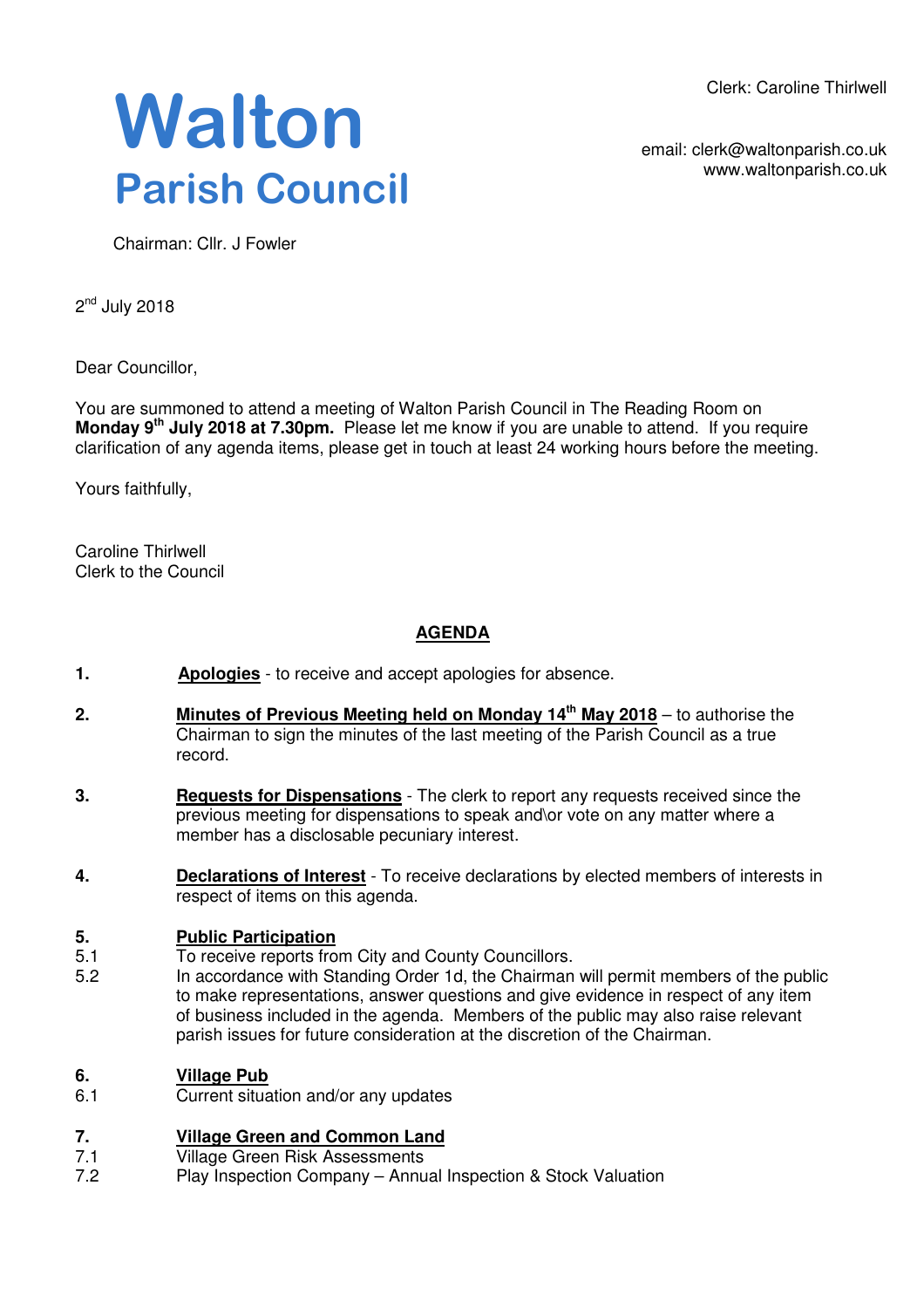Clerk: Caroline Thirlwell

# Walton
## Parish Council

email: clerk@waltonparish.co.uk
www.waltonparish.co.uk

Chairman: Cllr. J Fowler

2nd July 2018

Dear Councillor,

You are summoned to attend a meeting of Walton Parish Council in The Reading Room on **Monday 9th July 2018 at 7.30pm.** Please let me know if you are unable to attend. If you require clarification of any agenda items, please get in touch at least 24 working hours before the meeting.

Yours faithfully,

Caroline Thirlwell
Clerk to the Council

## AGENDA

**1. Apologies** - to receive and accept apologies for absence.

**2. Minutes of Previous Meeting held on Monday 14th May 2018** – to authorise the Chairman to sign the minutes of the last meeting of the Parish Council as a true record.

**3. Requests for Dispensations** - The clerk to report any requests received since the previous meeting for dispensations to speak and\or vote on any matter where a member has a disclosable pecuniary interest.

**4. Declarations of Interest** - To receive declarations by elected members of interests in respect of items on this agenda.

**5. Public Participation**

5.1 To receive reports from City and County Councillors.

5.2 In accordance with Standing Order 1d, the Chairman will permit members of the public to make representations, answer questions and give evidence in respect of any item of business included in the agenda. Members of the public may also raise relevant parish issues for future consideration at the discretion of the Chairman.

**6. Village Pub**

6.1 Current situation and/or any updates

**7. Village Green and Common Land**

7.1 Village Green Risk Assessments

7.2 Play Inspection Company – Annual Inspection & Stock Valuation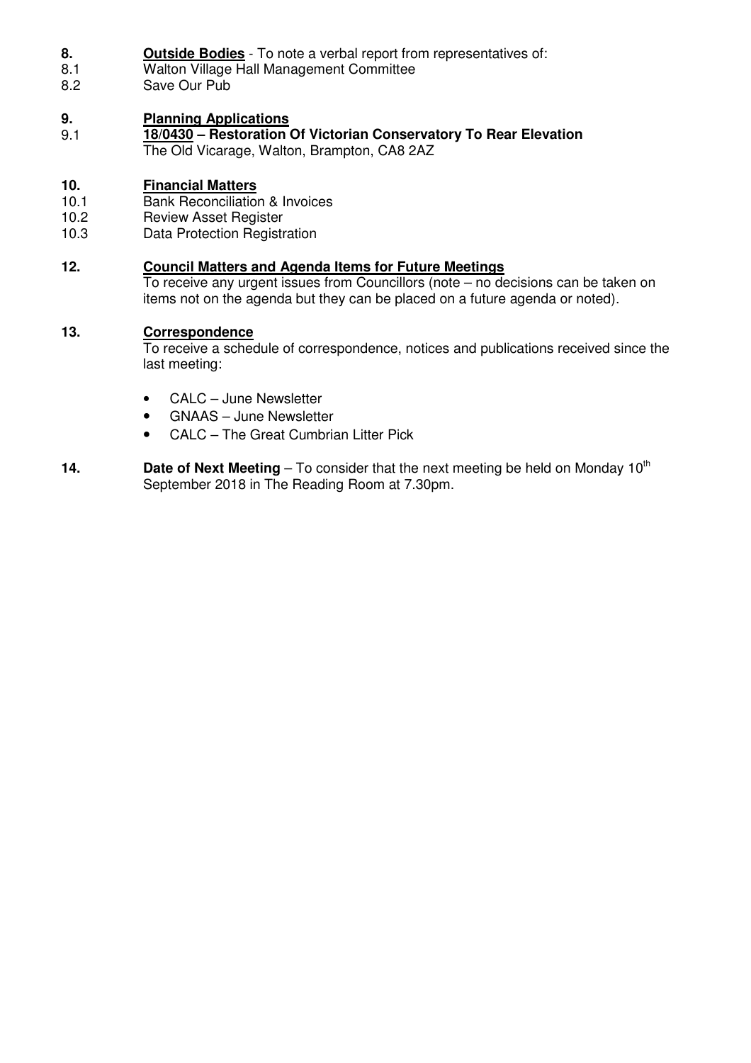**8.** **<u>Outside Bodies</u>** - To note a verbal report from representatives of:

8.1 Walton Village Hall Management Committee

8.2 Save Our Pub

**9.** **<u>Planning Applications</u>**

9.1 **<u>18/0430</u> – Restoration Of Victorian Conservatory To Rear Elevation**
The Old Vicarage, Walton, Brampton, CA8 2AZ

**10.** **<u>Financial Matters</u>**

10.1 Bank Reconciliation & Invoices

10.2 Review Asset Register

10.3 Data Protection Registration

**12.** **<u>Council Matters and Agenda Items for Future Meetings</u>**
To receive any urgent issues from Councillors (note – no decisions can be taken on items not on the agenda but they can be placed on a future agenda or noted).

**13.** **<u>Correspondence</u>**
To receive a schedule of correspondence, notices and publications received since the last meeting:

- CALC – June Newsletter
- GNAAS – June Newsletter
- CALC – The Great Cumbrian Litter Pick

**14.** **Date of Next Meeting** – To consider that the next meeting be held on Monday 10th September 2018 in The Reading Room at 7.30pm.